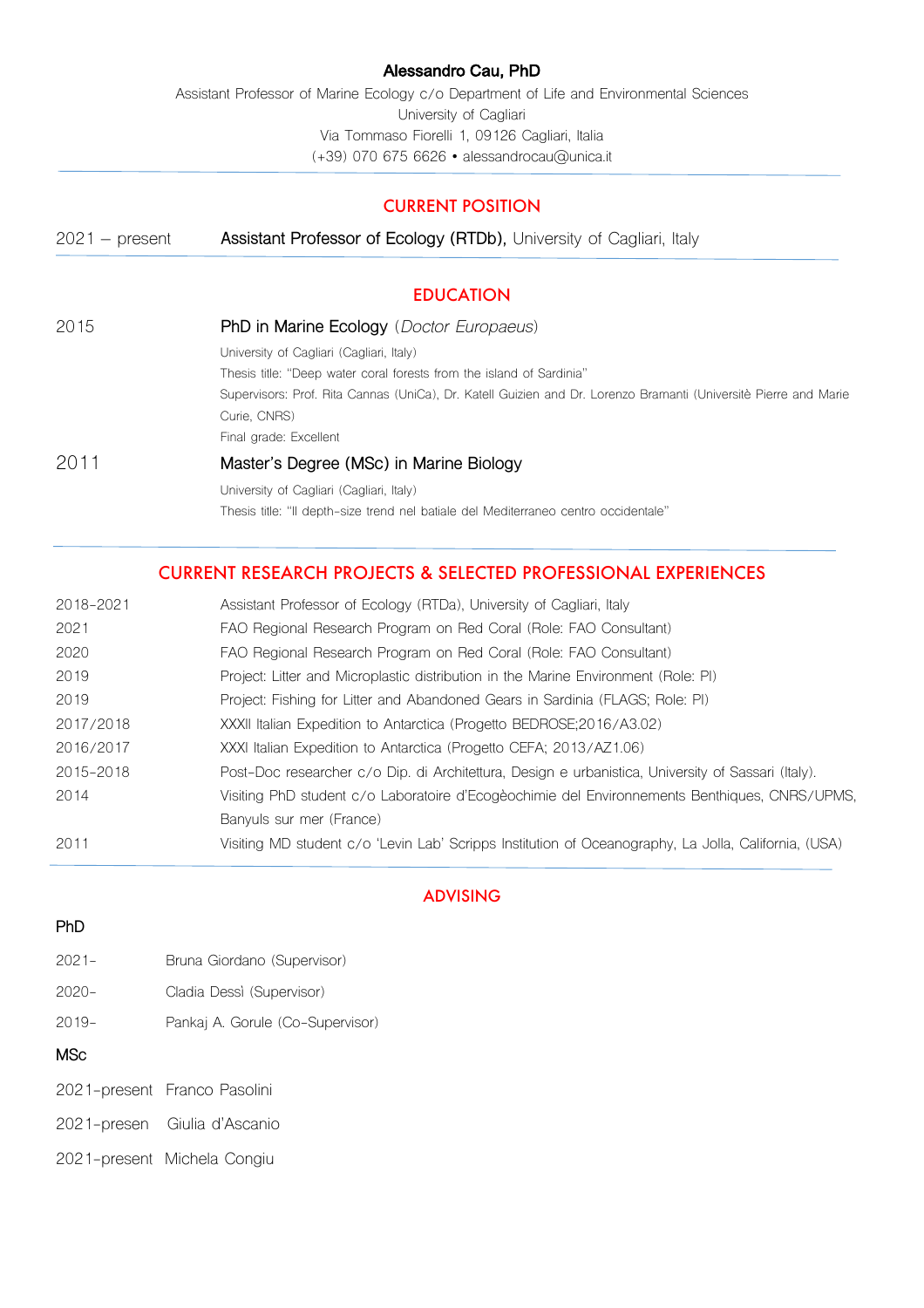**Alessandro Cau, PhD**

Assistant Professor of Marine Ecology c/o Department of Life and Environmental Sciences
University of Cagliari
Via Tommaso Fiorelli 1, 09126 Cagliari, Italia
(+39) 070 675 6626 • alessandrocau@unica.it

## CURRENT POSITION

2021 – present **Assistant Professor of Ecology (RTDb),** University of Cagliari, Italy

## EDUCATION

**2015** **PhD in Marine Ecology** (*Doctor Europaeus*)

University of Cagliari (Cagliari, Italy)
Thesis title: "Deep water coral forests from the island of Sardinia"
Supervisors: Prof. Rita Cannas (UniCa), Dr. Katell Guizien and Dr. Lorenzo Bramanti (Universitè Pierre and Marie Curie, CNRS)
Final grade: Excellent

**2011** **Master's Degree (MSc) in Marine Biology**

University of Cagliari (Cagliari, Italy)
Thesis title: "Il depth-size trend nel batiale del Mediterraneo centro occidentale"

## CURRENT RESEARCH PROJECTS & SELECTED PROFESSIONAL EXPERIENCES

| | |
|---|---|
| 2018-2021 | Assistant Professor of Ecology (RTDa), University of Cagliari, Italy |
| 2021 | FAO Regional Research Program on Red Coral (Role: FAO Consultant) |
| 2020 | FAO Regional Research Program on Red Coral (Role: FAO Consultant) |
| 2019 | Project: Litter and Microplastic distribution in the Marine Environment (Role: PI) |
| 2019 | Project: Fishing for Litter and Abandoned Gears in Sardinia (FLAGS; Role: PI) |
| 2017/2018 | XXXII Italian Expedition to Antarctica (Progetto BEDROSE;2016/A3.02) |
| 2016/2017 | XXXI Italian Expedition to Antarctica (Progetto CEFA; 2013/AZ1.06) |
| 2015-2018 | Post-Doc researcher c/o Dip. di Architettura, Design e urbanistica, University of Sassari (Italy). |
| 2014 | Visiting PhD student c/o Laboratoire d'Ecogèochimie del Environnements Benthiques, CNRS/UPMS, Banyuls sur mer (France) |
| 2011 | Visiting MD student c/o 'Levin Lab' Scripps Institution of Oceanography, La Jolla, California, (USA) |

## ADVISING

### PhD

2021- Bruna Giordano (Supervisor)

2020- Cladia Dessì (Supervisor)

2019- Pankaj A. Gorule (Co-Supervisor)

### MSc

2021-present Franco Pasolini

2021-presen Giulia d'Ascanio

2021-present Michela Congiu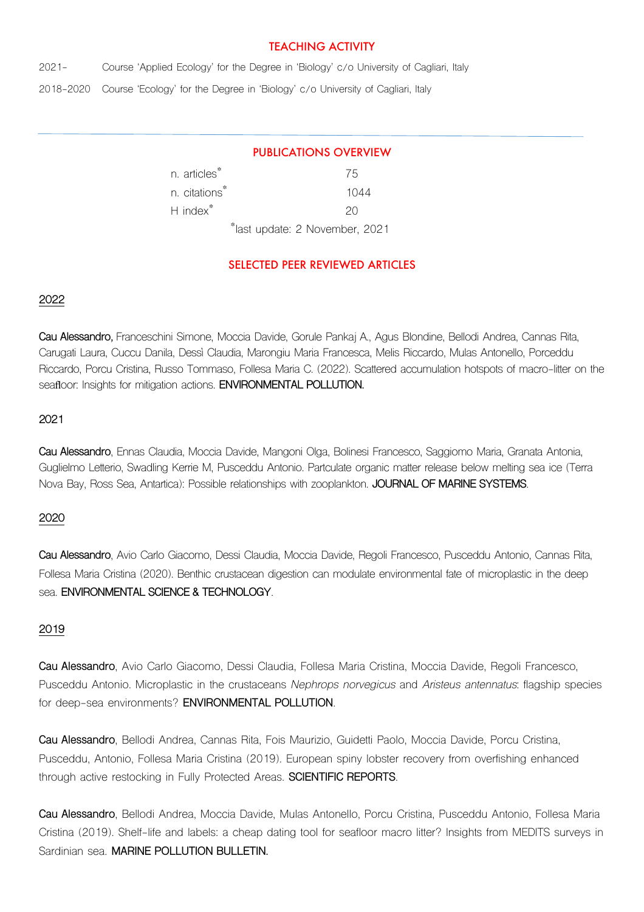## TEACHING ACTIVITY

2021- Course 'Applied Ecology' for the Degree in 'Biology' c/o University of Cagliari, Italy

2018-2020 Course 'Ecology' for the Degree in 'Biology' c/o University of Cagliari, Italy

---

## PUBLICATIONS OVERVIEW

| | |
|---|---|
| n. articles* | 75 |
| n. citations* | 1044 |
| H index* | 20 |

*last update: 2 November, 2021

## SELECTED PEER REVIEWED ARTICLES

### 2022

**Cau Alessandro,** Franceschini Simone, Moccia Davide, Gorule Pankaj A., Agus Blondine, Bellodi Andrea, Cannas Rita, Carugati Laura, Cuccu Danila, Dessì Claudia, Marongiu Maria Francesca, Melis Riccardo, Mulas Antonello, Porceddu Riccardo, Porcu Cristina, Russo Tommaso, Follesa Maria C. (2022). Scattered accumulation hotspots of macro-litter on the seafloor: Insights for mitigation actions. **ENVIRONMENTAL POLLUTION.**

### 2021

**Cau Alessandro**, Ennas Claudia, Moccia Davide, Mangoni Olga, Bolinesi Francesco, Saggiomo Maria, Granata Antonia, Guglielmo Letterio, Swadling Kerrie M, Pusceddu Antonio. Partculate organic matter release below melting sea ice (Terra Nova Bay, Ross Sea, Antartica): Possible relationships with zooplankton. **JOURNAL OF MARINE SYSTEMS**.

### 2020

**Cau Alessandro**, Avio Carlo Giacomo, Dessi Claudia, Moccia Davide, Regoli Francesco, Pusceddu Antonio, Cannas Rita, Follesa Maria Cristina (2020). Benthic crustacean digestion can modulate environmental fate of microplastic in the deep sea. **ENVIRONMENTAL SCIENCE & TECHNOLOGY**.

### 2019

**Cau Alessandro**, Avio Carlo Giacomo, Dessi Claudia, Follesa Maria Cristina, Moccia Davide, Regoli Francesco, Pusceddu Antonio. Microplastic in the crustaceans *Nephrops norvegicus* and *Aristeus antennatus*: flagship species for deep-sea environments? **ENVIRONMENTAL POLLUTION**.

**Cau Alessandro**, Bellodi Andrea, Cannas Rita, Fois Maurizio, Guidetti Paolo, Moccia Davide, Porcu Cristina, Pusceddu, Antonio, Follesa Maria Cristina (2019). European spiny lobster recovery from overfishing enhanced through active restocking in Fully Protected Areas. **SCIENTIFIC REPORTS**.

**Cau Alessandro**, Bellodi Andrea, Moccia Davide, Mulas Antonello, Porcu Cristina, Pusceddu Antonio, Follesa Maria Cristina (2019). Shelf-life and labels: a cheap dating tool for seafloor macro litter? Insights from MEDITS surveys in Sardinian sea. **MARINE POLLUTION BULLETIN.**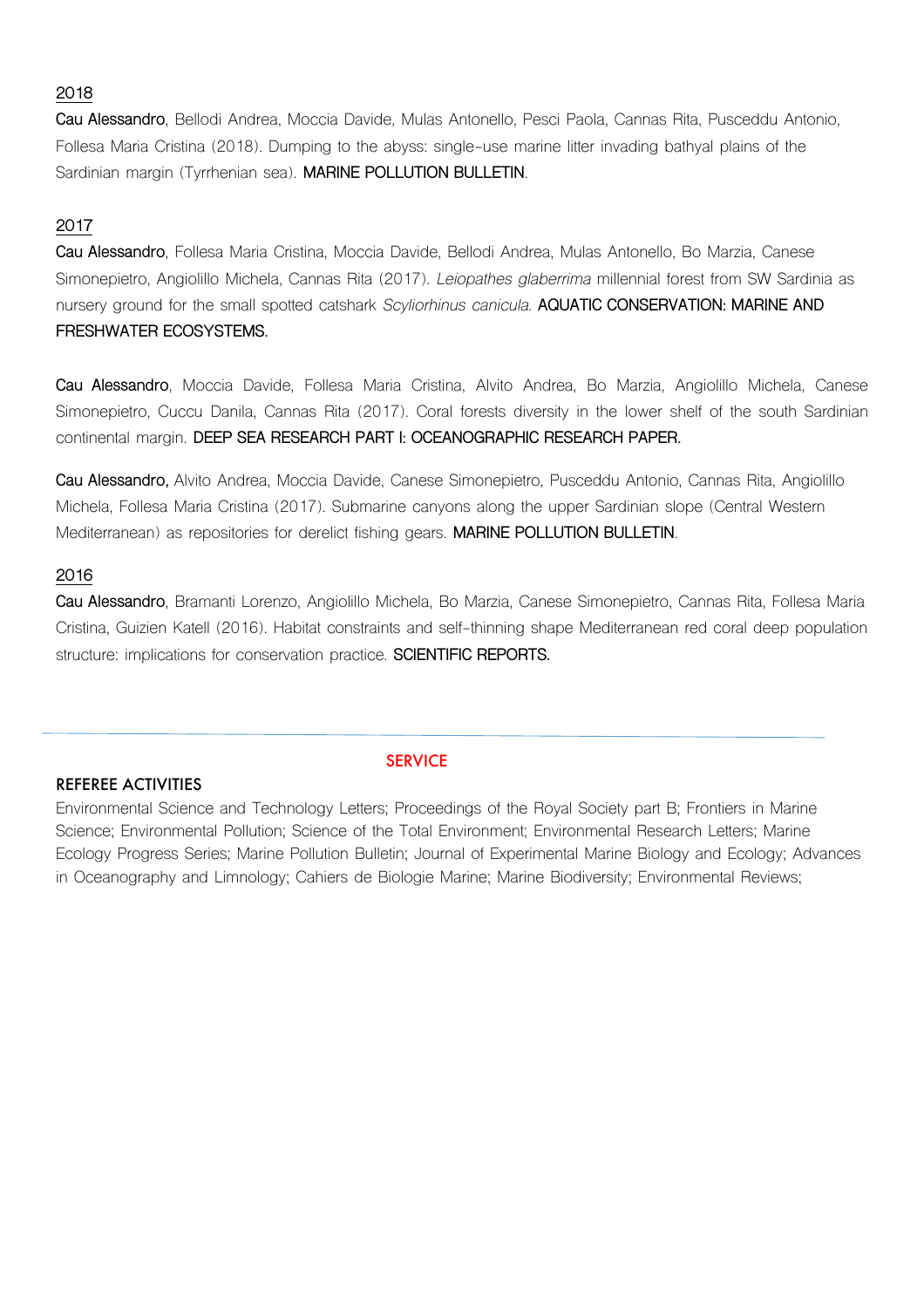2018

**Cau Alessandro**, Bellodi Andrea, Moccia Davide, Mulas Antonello, Pesci Paola, Cannas Rita, Pusceddu Antonio, Follesa Maria Cristina (2018). Dumping to the abyss: single-use marine litter invading bathyal plains of the Sardinian margin (Tyrrhenian sea). **MARINE POLLUTION BULLETIN**.

2017

**Cau Alessandro**, Follesa Maria Cristina, Moccia Davide, Bellodi Andrea, Mulas Antonello, Bo Marzia, Canese Simonepietro, Angiolillo Michela, Cannas Rita (2017). *Leiopathes glaberrima* millennial forest from SW Sardinia as nursery ground for the small spotted catshark *Scyliorhinus canicula*. **AQUATIC CONSERVATION: MARINE AND FRESHWATER ECOSYSTEMS.**

**Cau Alessandro**, Moccia Davide, Follesa Maria Cristina, Alvito Andrea, Bo Marzia, Angiolillo Michela, Canese Simonepietro, Cuccu Danila, Cannas Rita (2017). Coral forests diversity in the lower shelf of the south Sardinian continental margin. **DEEP SEA RESEARCH PART I: OCEANOGRAPHIC RESEARCH PAPER.**

**Cau Alessandro,** Alvito Andrea, Moccia Davide, Canese Simonepietro, Pusceddu Antonio, Cannas Rita, Angiolillo Michela, Follesa Maria Cristina (2017). Submarine canyons along the upper Sardinian slope (Central Western Mediterranean) as repositories for derelict fishing gears. **MARINE POLLUTION BULLETIN**.

2016

**Cau Alessandro**, Bramanti Lorenzo, Angiolillo Michela, Bo Marzia, Canese Simonepietro, Cannas Rita, Follesa Maria Cristina, Guizien Katell (2016). Habitat constraints and self-thinning shape Mediterranean red coral deep population structure: implications for conservation practice. **SCIENTIFIC REPORTS.**

## SERVICE

### REFEREE ACTIVITIES

Environmental Science and Technology Letters; Proceedings of the Royal Society part B; Frontiers in Marine Science; Environmental Pollution; Science of the Total Environment; Environmental Research Letters; Marine Ecology Progress Series; Marine Pollution Bulletin; Journal of Experimental Marine Biology and Ecology; Advances in Oceanography and Limnology; Cahiers de Biologie Marine; Marine Biodiversity; Environmental Reviews;